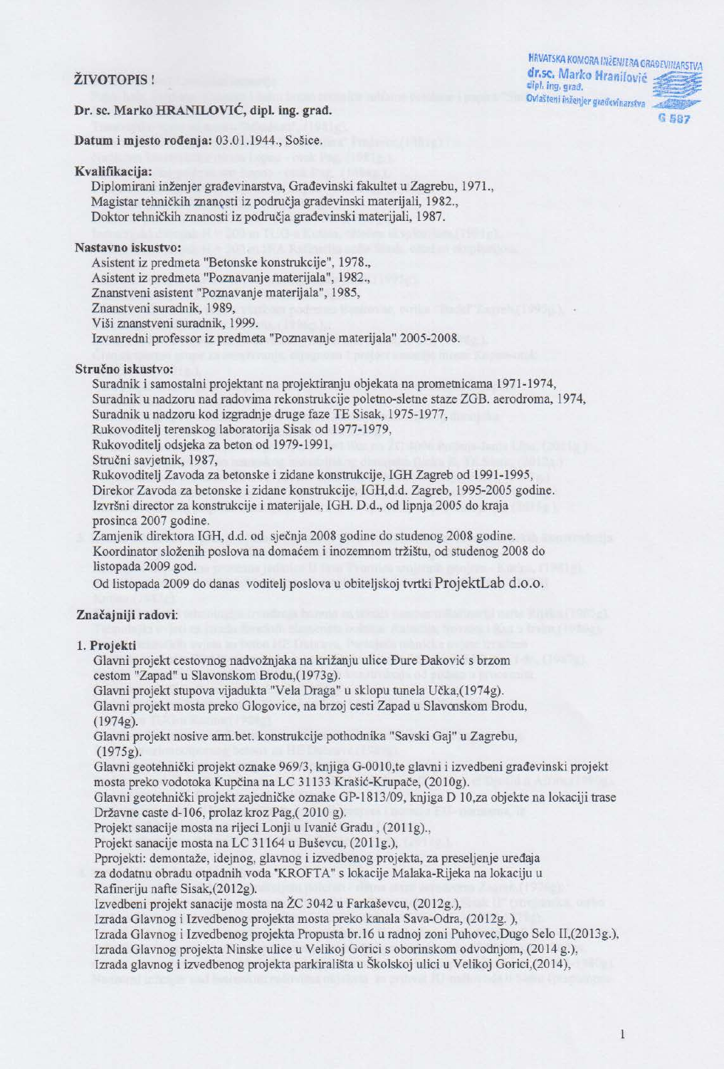# ŽIVOTOPIS !

HRVATSKA KOMORA INŽENJERA GRAĐEVINARSTVA
dr.sc. Marko Hranilović
dipl. ing. građ.
Ovlašteni inženjer građevinarstva
G 587

**Dr. sc. Marko HRANILOVIĆ, dipl. ing. građ.**

**Datum i mjesto rođenja:** 03.01.1944., Sošice.

**Kvalifikacija:**

Diplomirani inženjer građevinarstva, Građevinski fakultet u Zagrebu, 1971.,
Magistar tehničkih znanosti iz područja građevinski materijali, 1982.,
Doktor tehničkih znanosti iz područja građevinski materijali, 1987.

**Nastavno iskustvo:**

Asistent iz predmeta "Betonske konstrukcije", 1978.,
Asistent iz predmeta "Poznavanje materijala", 1982.,
Znanstveni asistent "Poznavanje materijala", 1985,
Znanstveni suradnik, 1989,
Viši znanstveni suradnik, 1999.
Izvanredni professor iz predmeta "Poznavanje materijala" 2005-2008.

**Stručno iskustvo:**

Suradnik i samostalni projektant na projektiranju objekata na prometnicama 1971-1974,
Suradnik u nadzoru nad radovima rekonstrukcije poletno-sletne staze ZGB. aerodroma, 1974,
Suradnik u nadzoru kod izgradnje druge faze TE Sisak, 1975-1977,
Rukovoditelj terenskog laboratorija Sisak od 1977-1979,
Rukovoditelj odsjeka za beton od 1979-1991,
Stručni savjetnik, 1987,
Rukovoditelj Zavoda za betonske i zidane konstrukcije, IGH Zagreb od 1991-1995,
Direkor Zavoda za betonske i zidane konstrukcije, IGH,d.d. Zagreb, 1995-2005 godine.
Izvršni director za konstrukcije i materijale, IGH. D.d., od lipnja 2005 do kraja prosinca 2007 godine.
Zamjenik direktora IGH, d.d. od sječnja 2008 godine do studenog 2008 godine.
Koordinator složenih poslova na domaćem i inozemnom tržištu, od studenog 2008 do listopada 2009 god.
Od listopada 2009 do danas voditelj poslova u obiteljskoj tvrtki ProjektLab d.o.o.

**Značajniji radovi**:

**1. Projekti**

Glavni projekt cestovnog nadvožnjaka na križanju ulice Đure Đaković s brzom cestom "Zapad" u Slavonskom Brodu,(1973g).
Glavni projekt stupova vijadukta "Vela Draga" u sklopu tunela Učka,(1974g).
Glavni projekt mosta preko Glogovice, na brzoj cesti Zapad u Slavonskom Brodu, (1974g).
Glavni projekt nosive arm.bet. konstrukcije pothodnika "Savski Gaj" u Zagrebu, (1975g).
Glavni geotehnički projekt oznake 969/3, knjiga G-0010,te glavni i izvedbeni građevinski projekt mosta preko vodotoka Kupčina na LC 31133 Krašić-Krupače, (2010g).
Glavni geotehnički projekt zajedničke oznake GP-1813/09, knjiga D 10,za objekte na lokaciji trase Državne caste d-106, prolaz kroz Pag,( 2010 g).
Projekt sanacije mosta na rijeci Lonji u Ivanić Gradu , (2011g).,
Projekt sanacije mosta na LC 31164 u Buševcu, (2011g.),
Pprojekti: demontaže, idejnog, glavnog i izvedbenog projekta, za preseljenje uređaja za dodatnu obradu otpadnih voda "KROFTA" s lokacije Malaka-Rijeka na lokaciju u Rafineriju nafte Sisak,(2012g).
Izvedbeni projekt sanacije mosta na ŽC 3042 u Farkaševcu, (2012g.),
Izrada Glavnog i Izvedbenog projekta mosta preko kanala Sava-Odra, (2012g. ),
Izrada Glavnog i Izvedbenog projekta Propusta br.16 u radnoj zoni Puhovec,Dugo Selo II,(2013g.),
Izrada Glavnog projekta Ninske ulice u Velikoj Gorici s oborinskom odvodnjom, (2014 g.),
Izrada glavnog i izvedbenog projekta parkirališta u Školskoj ulici u Velikoj Gorici,(2014),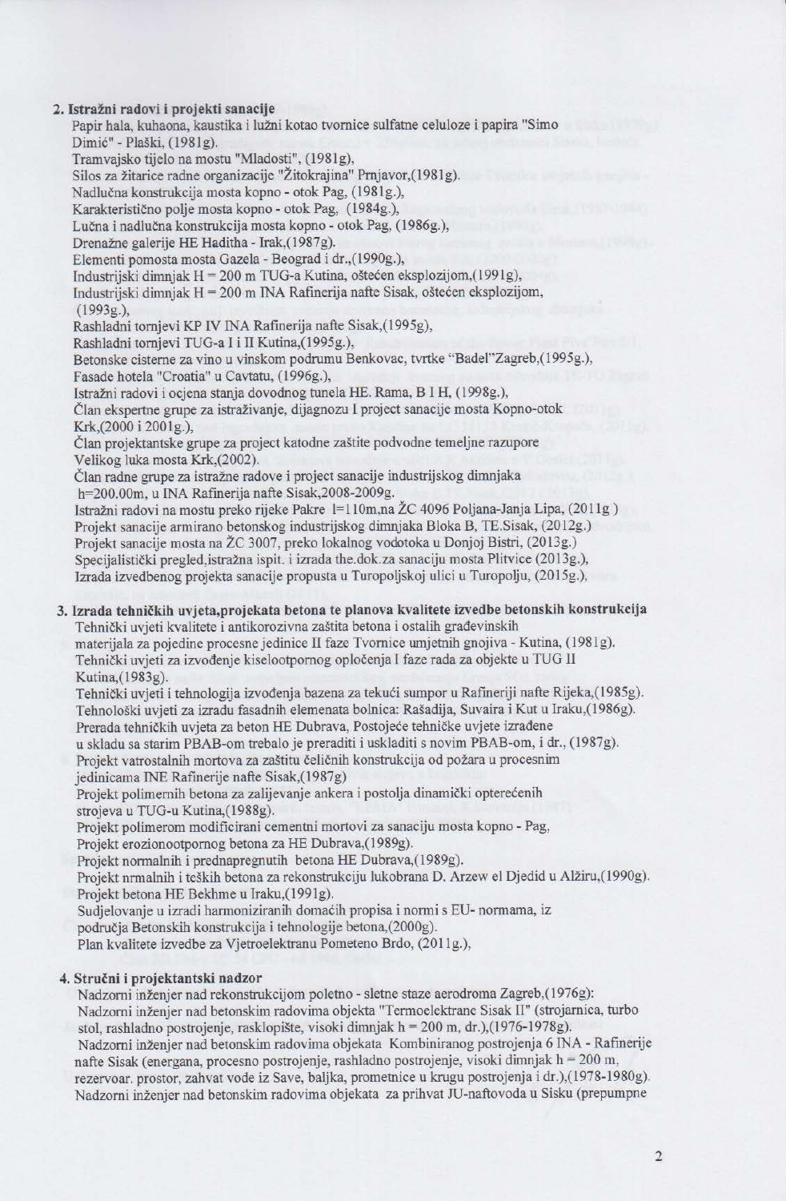**2. Istražni radovi i projekti sanacije**

Papir hala, kuhaona, kaustika i lužni kotao tvornice sulfatne celuloze i papira "Simo Dimić" - Plaški, (1981g).
Tramvajsko tijelo na mostu "Mladosti", (1981g),
Silos za žitarice radne organizacije "Žitokrajina" Prnjavor,(1981g).
Nadlučna konstrukcija mosta kopno - otok Pag, (1981g.),
Karakteristično polje mosta kopno - otok Pag, (1984g.),
Lučna i nadlučna konstrukcija mosta kopno - otok Pag, (1986g.),
Drenažne galerije HE Haditha - Irak,(1987g).
Elementi pomosta mosta Gazela - Beograd i dr.,(1990g.),
Industrijski dimnjak H = 200 m TUG-a Kutina, oštećen eksplozijom,(1991g),
Industrijski dimnjak H = 200 m INA Rafinerija nafte Sisak, oštećen eksplozijom, (1993g.),
Rashladni tornjevi KP IV INA Rafinerija nafte Sisak,(1995g),
Rashladni tornjevi TUG-a I i II Kutina,(1995g.),
Betonske cisterne za vino u vinskom podrumu Benkovac, tvrtke "Badel"Zagreb,(1995g.),
Fasade hotela "Croatia" u Cavtatu, (1996g.),
Istražni radovi i ocjena stanja dovodnog tunela HE. Rama, B I H, (1998g.),
Član ekspertne grupe za istraživanje, dijagnozu I project sanacije mosta Kopno-otok Krk,(2000 i 2001g.),
Član projektantske grupe za project katodne zaštite podvodne temeljne razupore Velikog luka mosta Krk,(2002).
Član radne grupe za istražne radove i project sanacije industrijskog dimnjaka h=200.00m, u INA Rafinerija nafte Sisak,2008-2009g.
Istražni radovi na mostu preko rijeke Pakre l=110m.na ŽC 4096 Poljana-Janja Lipa, (2011g )
Projekt sanacije armirano betonskog industrijskog dimnjaka Bloka B, TE.Sisak, (2012g.)
Projekt sanacije mosta na ŽC 3007, preko lokalnog vodotoka u Donjoj Bistri, (2013g.)
Specijalistički pregled,istražna ispit. i izrada the.dok.za sanaciju mosta Plitvice (2013g.),
Izrada izvedbenog projekta sanacije propusta u Turopoljskoj ulici u Turopolju, (2015g.),

**3. Izrada tehničkih uvjeta,projekata betona te planova kvalitete izvedbe betonskih konstrukcija**

Tehnički uvjeti kvalitete i antikorozivna zaštita betona i ostalih građevinskih materijala za pojedine procesne jedinice II faze Tvornice umjetnih gnojiva - Kutina, (1981g).
Tehnički uvjeti za izvođenje kiselootpornog oplоčenja I faze rada za objekte u TUG II Kutina,(1983g).
Tehnički uvjeti i tehnologija izvođenja bazena za tekući sumpor u Rafineriji nafte Rijeka,(1985g).
Tehnološki uvjeti za izradu fasadnih elemenata bolnica: Rašadija, Suvaira i Kut u Iraku,(1986g).
Prerada tehničkih uvjeta za beton HE Dubrava, Postojeće tehničke uvjete izrađene u skladu sa starim PBAB-om trebalo je preraditi i uskladiti s novim PBAB-om, i dr., (1987g).
Projekt vatrostalnih mortova za zaštitu čeličnih konstrukcija od požara u procesnim jedinicama INE Rafinerije nafte Sisak,(1987g)
Projekt polimernih betona za zalijevanje ankera i postolja dinamički opterećenih strojeva u TUG-u Kutina,(1988g).
Projekt polimerom modificirani cementni mortovi za sanaciju mosta kopno - Pag,
Projekt erozionootpornog betona za HE Dubrava,(1989g).
Projekt normalnih i prednapregnutih betona HE Dubrava,(1989g).
Projekt nrmalnih i teških betona za rekonstrukciju lukobrana D. Arzew el Djedid u Alžiru,(1990g).
Projekt betona HE Bekhme u Iraku,(1991g).
Sudjelovanje u izradi harmoniziranih domaćih propisa i normi s EU- normama, iz područja Betonskih konstrukcija i tehnologije betona,(2000g).
Plan kvalitete izvedbe za Vjetroelektranu Pometeno Brdo, (2011g.),

**4. Stručni i projektantski nadzor**

Nadzorni inženjer nad rekonstrukcijom poletno - sletne staze aerodroma Zagreb,(1976g):
Nadzorni inženjer nad betonskim radovima objekta "Termoelektrane Sisak II" (strojarnica, turbo stol, rashladno postrojenje, rasklopište, visoki dimnjak h = 200 m, dr.),(1976-1978g).
Nadzorni inženjer nad betonskim radovima objekata Kombiniranog postrojenja 6 INA - Rafinerije nafte Sisak (energana, procesno postrojenje, rashladno postrojenje, visoki dimnjak h = 200 m, rezervoar. prostor, zahvat vode iz Save, baljka, prometnice u krugu postrojenja i dr.),(1978-1980g).
Nadzorni inženjer nad betonskim radovima objekata za prihvat JU-naftovoda u Sisku (prepumpne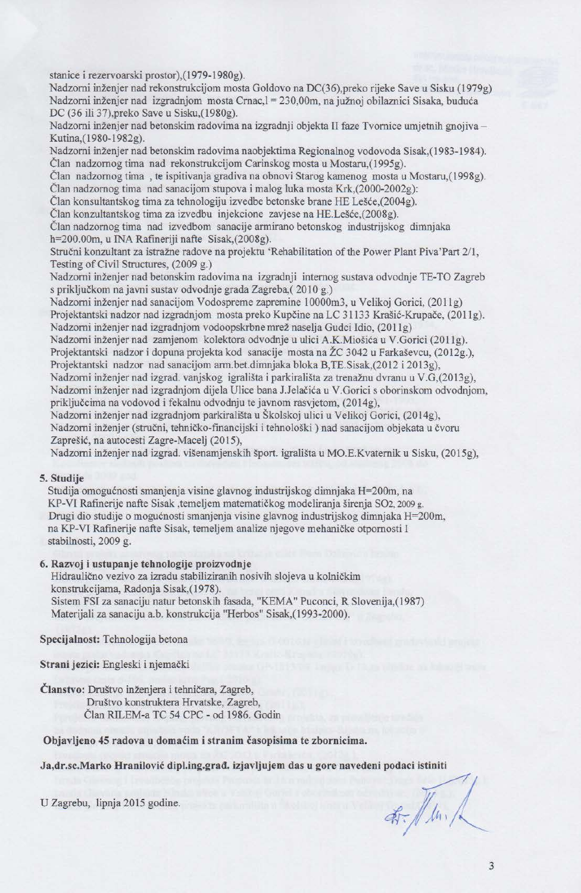stanice i rezervoarski prostor),(1979-1980g).
Nadzorni inženjer nad rekonstrukcijom mosta Goldovo na DC(36),preko rijeke Save u Sisku (1979g)
Nadzorni inženjer nad izgradnjom mosta Crnac,l = 230,00m, na južnoj obilaznici Sisaka, buduća DC (36 ili 37),preko Save u Sisku,(1980g).
Nadzorni inženjer nad betonskim radovima na izgradnji objekta II faze Tvornice umjetnih gnojiva – Kutina,(1980-1982g).
Nadzorni inženjer nad betonskim radovima naobjektima Regionalnog vodovoda Sisak,(1983-1984).
Član nadzornog tima nad rekonstrukcijom Carinskog mosta u Mostaru,(1995g).
Član nadzornog tima , te ispitivanja gradiva na obnovi Starog kamenog mosta u Mostaru,(1998g).
Član nadzornog tima nad sanacijom stupova i malog luka mosta Krk,(2000-2002g):
Član konsultantskog tima za tehnologiju izvedbe betonske brane HE Lešće,(2004g).
Član konzultantskog tima za izvedbu injekcione zavjese na HE.Lešće,(2008g).
Član nadzornog tima nad izvedbom sanacije armirano betonskog industrijskog dimnjaka h=200.00m, u INA Rafineriji nafte Sisak,(2008g).
Stručni konzultant za istražne radove na projektu 'Rehabilitation of the Power Plant Piva'Part 2/1, Testing of Civil Structures, (2009 g.)
Nadzorni inženjer nad betonskim radovima na izgradnji internog sustava odvodnje TE-TO Zagreb s priključkom na javni sustav odvodnje grada Zagreba,( 2010 g.)
Nadzorni inženjer nad sanacijom Vodospreme zapremine 10000m3, u Velikoj Gorici, (2011g)
Projektantski nadzor nad izgradnjom mosta preko Kupčine na LC 31133 Krašić-Krupače, (2011g).
Nadzorni inženjer nad izgradnjom vodoopskrbne mreže naselja Gudci Idio, (2011g)
Nadzorni inženjer nad zamjenom kolektora odvodnje u ulici A.K.Miošića u V.Gorici (2011g).
Projektantski nadzor i dopuna projekta kod sanacije mosta na ŽC 3042 u Farkaševcu, (2012g.),
Projektantski nadzor nad sanacijom arm.bet.dimnjaka bloka B,TE.Sisak,(2012 i 2013g),
Nadzorni inženjer nad izgrad. vanjskog igrališta i parkirališta za trenažnu dvranu u V.G,(2013g),
Nadzorni inženjer nad izgradnjom dijela Ulice bana J.Jelačića u V.Gorici s oborinskom odvodnjom, priključćima na vodovod i fekalnu odvodnju te javnom rasvjetom, (2014g),
Nadzorni inženjer nad izgradnjom parkirališta u Školskoj ulici u Velikoj Gorici, (2014g),
Nadzorni inženjer (stručni, tehničko-financijski i tehnološki ) nad sanacijom objekata u čvoru Zaprešić, na autocesti Zagre-Macelj (2015),
Nadzorni inženjer nad izgrad. višenamjenskih šport. igrališta u MO.E.Kvaternik u Sisku, (2015g),

**5. Studije**

Studija omogućnosti smanjenja visine glavnog industrijskog dimnjaka H=200m, na KP-VI Rafinerije nafte Sisak ,temeljem matematičkog modeliranja širenja SO2, 2009 g.
Drugi dio studije o mogućnosti smanjenja visine glavnog industrijskog dimnjaka H=200m, na KP-VI Rafinerije nafte Sisak, temeljem analize njegove mehaničke otpornosti I stabilnosti, 2009 g.

**6. Razvoj i ustupanje tehnologije proizvodnje**

Hidraulično vezivo za izradu stabiliziranih nosivih slojeva u kolničkim konstrukcijama, Radonja Sisak,(1978).
Sistem FSI za sanaciju natur betonskih fasada, "KEMA" Puconci, R Slovenija,(1987)
Materijali za sanaciju a.b. konstrukcija "Herbos" Sisak,(1993-2000).

**Specijalnost:** Tehnologija betona

**Strani jezici:** Engleski i njemački

**Članstvo:** Društvo inženjera i tehničara, Zagreb,
Društvo konstruktera Hrvatske, Zagreb,
Član RILEM-a TC 54 CPC - od 1986. Godin

**Objavljeno 45 radova u domaćim i stranim časopisima te zbornicima.**

**Ja,dr.sc.Marko Hranilović dipl.ing.građ. izjavljujem das u gore navedeni podaci istiniti**

U Zagrebu, lipnja 2015 godine.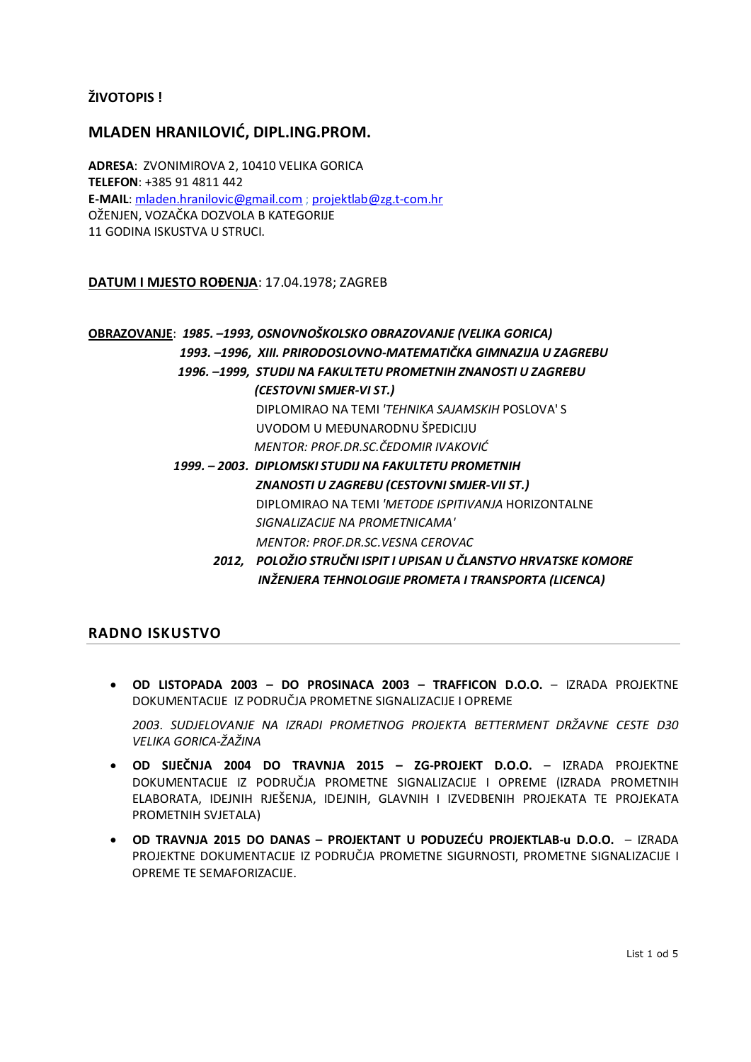**ŽIVOTOPIS !**

## MLADEN HRANILOVIĆ, DIPL.ING.PROM.

**ADRESA**: ZVONIMIROVA 2, 10410 VELIKA GORICA
**TELEFON**: +385 91 4811 442
**E-MAIL**: mladen.hranilovic@gmail.com ; projektlab@zg.t-com.hr
OŽENJEN, VOZAČKA DOZVOLA B KATEGORIJE
11 GODINA ISKUSTVA U STRUCI.

**DATUM I MJESTO ROĐENJA**: 17.04.1978; ZAGREB

**OBRAZOVANJE**: ***1985. –1993, OSNOVNOŠKOLSKO OBRAZOVANJE (VELIKA GORICA)***

***1993. –1996, XIII. PRIRODOSLOVNO-MATEMATIČKA GIMNAZIJA U ZAGREBU***

***1996. –1999, STUDIJ NA FAKULTETU PROMETNIH ZNANOSTI U ZAGREBU (CESTOVNI SMJER-VI ST.)***
DIPLOMIRAO NA TEMI *'TEHNIKA SAJAMSKIH* POSLOVA' S UVODOM U MEĐUNARODNU ŠPEDICIJU
*MENTOR: PROF.DR.SC.ČEDOMIR IVAKOVIĆ*

***1999. – 2003. DIPLOMSKI STUDIJ NA FAKULTETU PROMETNIH ZNANOSTI U ZAGREBU (CESTOVNI SMJER-VII ST.)***
DIPLOMIRAO NA TEMI *'METODE ISPITIVANJA* HORIZONTALNE *SIGNALIZACIJE NA PROMETNICAMA'*
*MENTOR: PROF.DR.SC.VESNA CEROVAC*

***2012, POLOŽIO STRUČNI ISPIT I UPISAN U ČLANSTVO HRVATSKE KOMORE INŽENJERA TEHNOLOGIJE PROMETA I TRANSPORTA (LICENCA)***

## RADNO ISKUSTVO

- **OD LISTOPADA 2003 – DO PROSINACA 2003 – TRAFFICON D.O.O.** – IZRADA PROJEKTNE DOKUMENTACIJE IZ PODRUČJA PROMETNE SIGNALIZACIJE I OPREME

  *2003. SUDJELOVANJE NA IZRADI PROMETNOG PROJEKTA BETTERMENT DRŽAVNE CESTE D30 VELIKA GORICA-ŽAŽINA*

- **OD SIJEČNJA 2004 DO TRAVNJA 2015 – ZG-PROJEKT D.O.O.** – IZRADA PROJEKTNE DOKUMENTACIJE IZ PODRUČJA PROMETNE SIGNALIZACIJE I OPREME (IZRADA PROMETNIH ELABORATA, IDEJNIH RJEŠENJA, IDEJNIH, GLAVNIH I IZVEDBENIH PROJEKATA TE PROJEKATA PROMETNIH SVJETALA)

- **OD TRAVNJA 2015 DO DANAS – PROJEKTANT U PODUZEĆU PROJEKTLAB-u D.O.O.** – IZRADA PROJEKTNE DOKUMENTACIJE IZ PODRUČJA PROMETNE SIGURNOSTI, PROMETNE SIGNALIZACIJE I OPREME TE SEMAFORIZACIJE.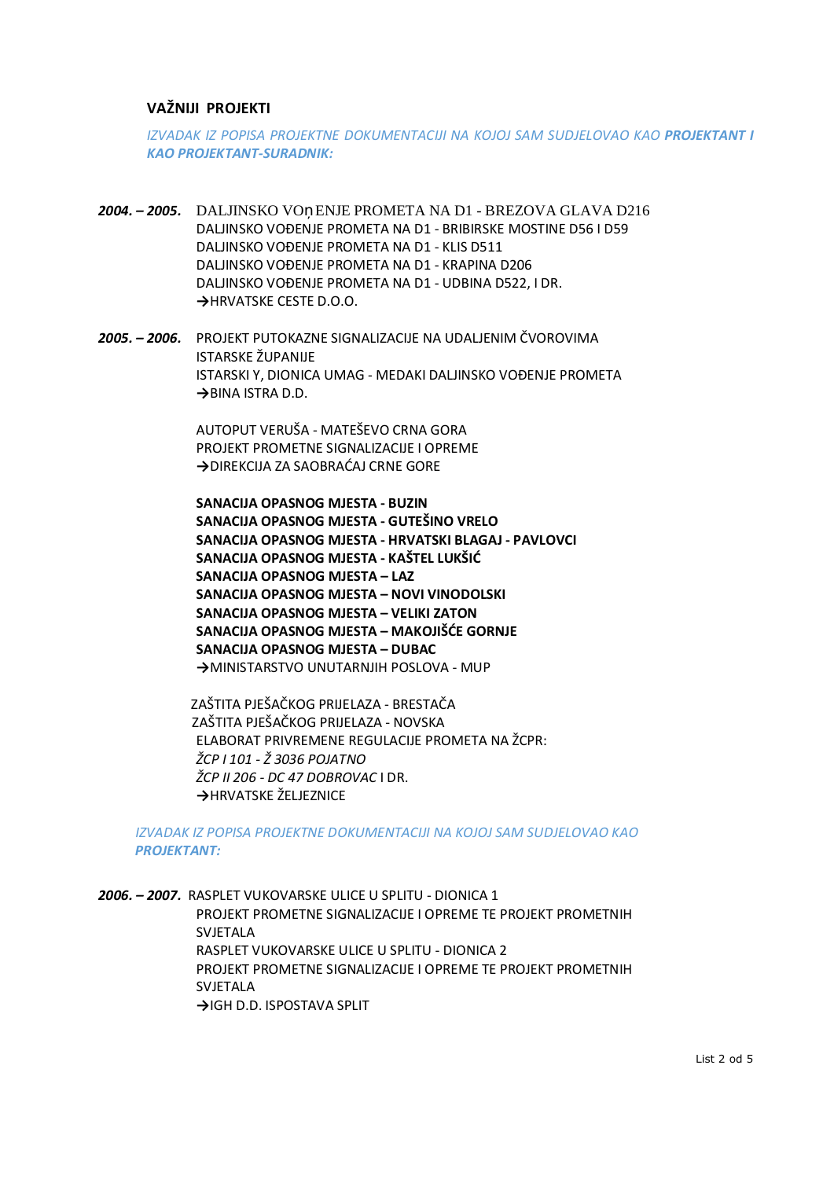## VAŽNIJI PROJEKTI

*IZVADAK IZ POPISA PROJEKTNE DOKUMENTACIJI NA KOJOJ SAM SUDJELOVAO KAO **PROJEKTANT I KAO PROJEKTANT-SURADNIK:***

***2004. – 2005.*** DALJINSKO VOĐENJE PROMETA NA D1 - BREZOVA GLAVA D216
DALJINSKO VOĐENJE PROMETA NA D1 - BRIBIRSKE MOSTINE D56 I D59
DALJINSKO VOĐENJE PROMETA NA D1 - KLIS D511
DALJINSKO VOĐENJE PROMETA NA D1 - KRAPINA D206
DALJINSKO VOĐENJE PROMETA NA D1 - UDBINA D522, I DR.
→HRVATSKE CESTE D.O.O.

***2005. – 2006.*** PROJEKT PUTOKAZNE SIGNALIZACIJE NA UDALJENIM ČVOROVIMA ISTARSKE ŽUPANIJE
ISTARSKI Y, DIONICA UMAG - MEDAKI DALJINSKO VOĐENJE PROMETA
→BINA ISTRA D.D.

AUTOPUT VERUŠA - MATEŠEVO CRNA GORA
PROJEKT PROMETNE SIGNALIZACIJE I OPREME
→DIREKCIJA ZA SAOBRAĆAJ CRNE GORE

**SANACIJA OPASNOG MJESTA - BUZIN**
**SANACIJA OPASNOG MJESTA - GUTEŠINO VRELO**
**SANACIJA OPASNOG MJESTA - HRVATSKI BLAGAJ - PAVLOVCI**
**SANACIJA OPASNOG MJESTA - KAŠTEL LUKŠIĆ**
**SANACIJA OPASNOG MJESTA – LAZ**
**SANACIJA OPASNOG MJESTA – NOVI VINODOLSKI**
**SANACIJA OPASNOG MJESTA – VELIKI ZATON**
**SANACIJA OPASNOG MJESTA – MAKOJIŠĆE GORNJE**
**SANACIJA OPASNOG MJESTA – DUBAC**
→MINISTARSTVO UNUTARNJIH POSLOVA - MUP

ZAŠTITA PJEŠAČKOG PRIJELAZA - BRESTAČA
ZAŠTITA PJEŠAČKOG PRIJELAZA - NOVSKA
ELABORAT PRIVREMENE REGULACIJE PROMETA NA ŽCPR:
*ŽCP I 101 - Ž 3036 POJATNO*
*ŽCP II 206 - DC 47 DOBROVAC* I DR.
→HRVATSKE ŽELJEZNICE

*IZVADAK IZ POPISA PROJEKTNE DOKUMENTACIJI NA KOJOJ SAM SUDJELOVAO KAO **PROJEKTANT:***

***2006. – 2007.*** RASPLET VUKOVARSKE ULICE U SPLITU - DIONICA 1
PROJEKT PROMETNE SIGNALIZACIJE I OPREME TE PROJEKT PROMETNIH SVJETALA
RASPLET VUKOVARSKE ULICE U SPLITU - DIONICA 2
PROJEKT PROMETNE SIGNALIZACIJE I OPREME TE PROJEKT PROMETNIH SVJETALA
→IGH D.D. ISPOSTAVA SPLIT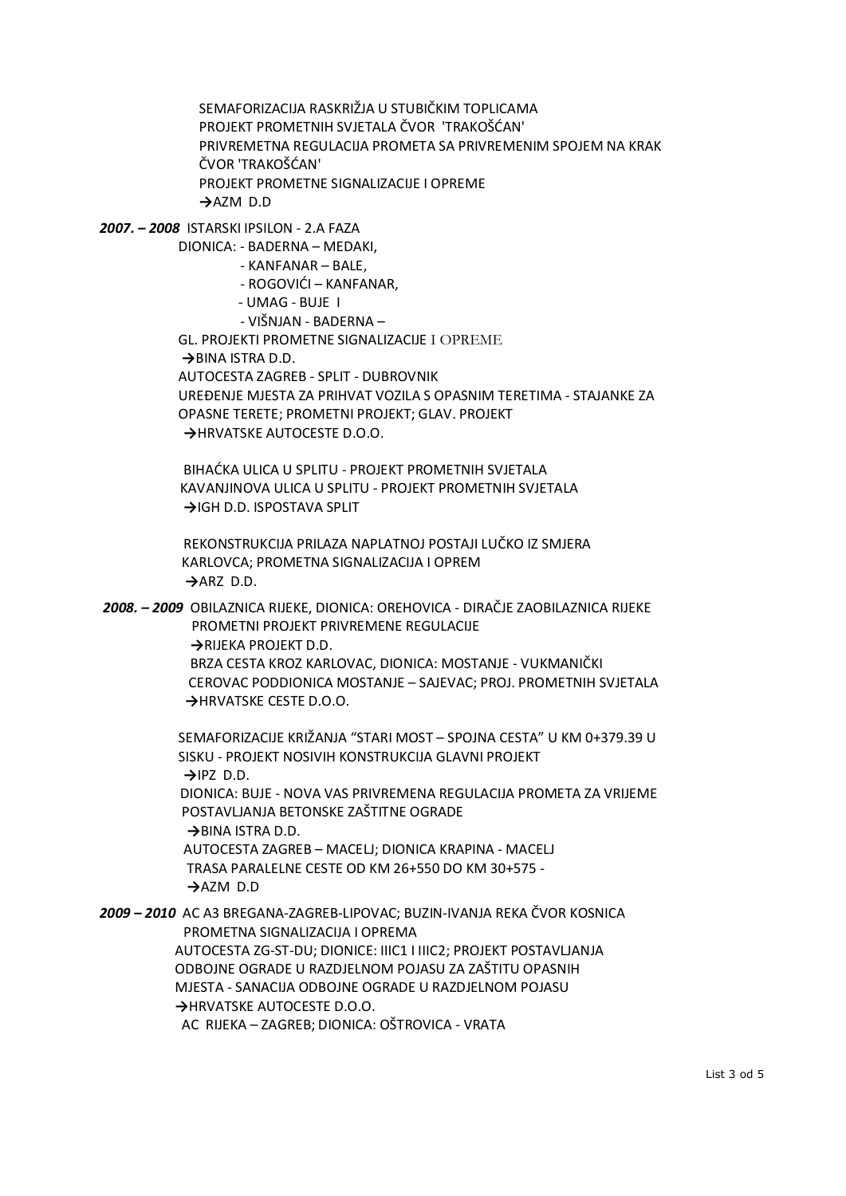SEMAFORIZACIJA RASKRIŽJA U STUBIČKIM TOPLICAMA
PROJEKT PROMETNIH SVJETALA ČVOR 'TRAKOŠĆAN'
PRIVREMETNA REGULACIJA PROMETA SA PRIVREMENIM SPOJEM NA KRAK ČVOR 'TRAKOŠĆAN'
PROJEKT PROMETNE SIGNALIZACIJE I OPREME
→AZM D.D

***2007. – 2008*** ISTARSKI IPSILON - 2.A FAZA
DIONICA: - BADERNA – MEDAKI,
- KANFANAR – BALE,
- ROGOVIĆI – KANFANAR,
- UMAG - BUJE I
- VIŠNJAN - BADERNA –
GL. PROJEKTI PROMETNE SIGNALIZACIJE I OPREME
→BINA ISTRA D.D.
AUTOCESTA ZAGREB - SPLIT - DUBROVNIK
UREĐENJE MJESTA ZA PRIHVAT VOZILA S OPASNIM TERETIMA - STAJANKE ZA OPASNE TERETE; PROMETNI PROJEKT; GLAV. PROJEKT
→HRVATSKE AUTOCESTE D.O.O.

BIHAĆKA ULICA U SPLITU - PROJEKT PROMETNIH SVJETALA
KAVANJINOVA ULICA U SPLITU - PROJEKT PROMETNIH SVJETALA
→IGH D.D. ISPOSTAVA SPLIT

REKONSTRUKCIJA PRILAZA NAPLATNOJ POSTAJI LUČKO IZ SMJERA KARLOVCA; PROMETNA SIGNALIZACIJA I OPREM
→ARZ D.D.

***2008. – 2009*** OBILAZNICA RIJEKE, DIONICA: OREHOVICA - DIRAČJE ZAOBILAZNICA RIJEKE
PROMETNI PROJEKT PRIVREMENE REGULACIJE
→RIJEKA PROJEKT D.D.
BRZA CESTA KROZ KARLOVAC, DIONICA: MOSTANJE - VUKMANIČKI CEROVAC PODDIONICA MOSTANJE – SAJEVAC; PROJ. PROMETNIH SVJETALA
→HRVATSKE CESTE D.O.O.

SEMAFORIZACIJE KRIŽANJA "STARI MOST – SPOJNA CESTA" U KM 0+379.39 U SISKU - PROJEKT NOSIVIH KONSTRUKCIJA GLAVNI PROJEKT
→IPZ D.D.
DIONICA: BUJE - NOVA VAS PRIVREMENA REGULACIJA PROMETA ZA VRIJEME POSTAVLJANJA BETONSKE ZAŠTITNE OGRADE
→BINA ISTRA D.D.
AUTOCESTA ZAGREB – MACELJ; DIONICA KRAPINA - MACELJ
TRASA PARALELNE CESTE OD KM 26+550 DO KM 30+575 -
→AZM D.D

***2009 – 2010*** AC A3 BREGANA-ZAGREB-LIPOVAC; BUZIN-IVANJA REKA ČVOR KOSNICA
PROMETNA SIGNALIZACIJA I OPREMA
AUTOCESTA ZG-ST-DU; DIONICE: IIIC1 I IIIC2; PROJEKT POSTAVLJANJA ODBOJNE OGRADE U RAZDJELNOM POJASU ZA ZAŠTITU OPASNIH MJESTA - SANACIJA ODBOJNE OGRADE U RAZDJELNOM POJASU
→HRVATSKE AUTOCESTE D.O.O.
AC RIJEKA – ZAGREB; DIONICA: OŠTROVICA - VRATA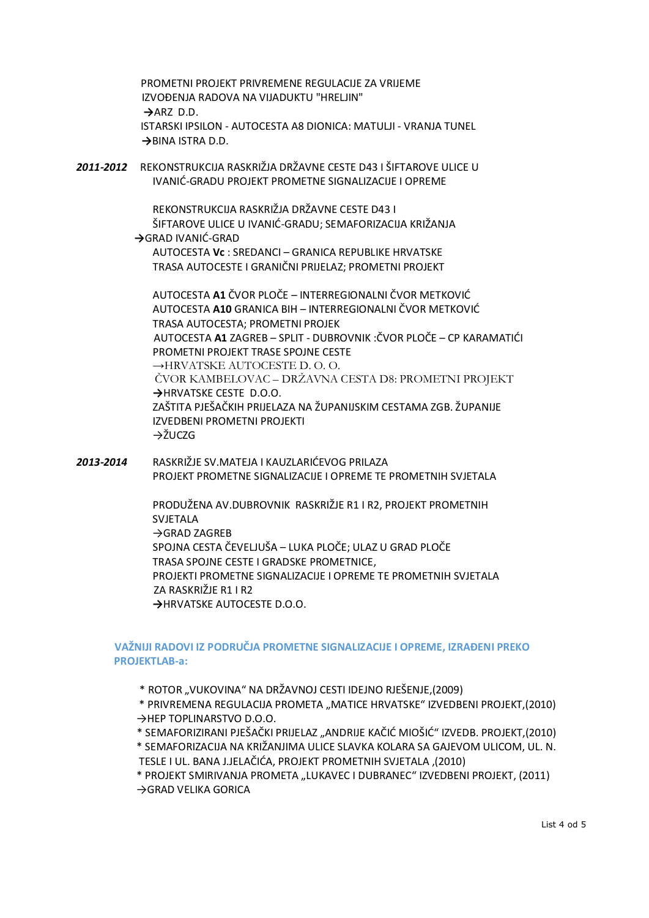PROMETNI PROJEKT PRIVREMENE REGULACIJE ZA VRIJEME IZVOĐENJA RADOVA NA VIJADUKTU "HRELJIN"
→ARZ D.D.
ISTARSKI IPSILON - AUTOCESTA A8 DIONICA: MATULJI - VRANJA TUNEL
→BINA ISTRA D.D.

***2011-2012*** REKONSTRUKCIJA RASKRIŽJA DRŽAVNE CESTE D43 I ŠIFTAROVE ULICE U IVANIĆ-GRADU PROJEKT PROMETNE SIGNALIZACIJE I OPREME

REKONSTRUKCIJA RASKRIŽJA DRŽAVNE CESTE D43 I ŠIFTAROVE ULICE U IVANIĆ-GRADU; SEMAFORIZACIJA KRIŽANJA
→GRAD IVANIĆ-GRAD
AUTOCESTA **Vc** : SREDANCI – GRANICA REPUBLIKE HRVATSKE
TRASA AUTOCESTE I GRANIČNI PRIJELAZ; PROMETNI PROJEKT

AUTOCESTA **A1** ČVOR PLOČE – INTERREGIONALNI ČVOR METKOVIĆ
AUTOCESTA **A10** GRANICA BIH – INTERREGIONALNI ČVOR METKOVIĆ
TRASA AUTOCESTA; PROMETNI PROJEK
AUTOCESTA **A1** ZAGREB – SPLIT - DUBROVNIK :ČVOR PLOČE – CP KARAMATIĆI
PROMETNI PROJEKT TRASE SPOJNE CESTE
→HRVATSKE AUTOCESTE D. O. O.
ČVOR KAMBELOVAC – DRŽAVNA CESTA D8: PROMETNI PROJEKT
→HRVATSKE CESTE D.O.O.
ZAŠTITA PJEŠAČKIH PRIJELAZA NA ŽUPANIJSKIM CESTAMA ZGB. ŽUPANIJE
IZVEDBENI PROMETNI PROJEKTI
→ŽUCZG

***2013-2014*** RASKRIŽJE SV.MATEJA I KAUZLARIĆEVOG PRILAZA
PROJEKT PROMETNE SIGNALIZACIJE I OPREME TE PROMETNIH SVJETALA

PRODUŽENA AV.DUBROVNIK RASKRIŽJE R1 I R2, PROJEKT PROMETNIH SVJETALA
→GRAD ZAGREB
SPOJNA CESTA ČEVELJUŠA – LUKA PLOČE; ULAZ U GRAD PLOČE
TRASA SPOJNE CESTE I GRADSKE PROMETNICE,
PROJEKTI PROMETNE SIGNALIZACIJE I OPREME TE PROMETNIH SVJETALA ZA RASKRIŽJE R1 I R2
→HRVATSKE AUTOCESTE D.O.O.

**VAŽNIJI RADOVI IZ PODRUČJA PROMETNE SIGNALIZACIJE I OPREME, IZRAĐENI PREKO PROJEKTLAB-a:**

* ROTOR „VUKOVINA“ NA DRŽAVNOJ CESTI IDEJNO RJEŠENJE,(2009)
* PRIVREMENA REGULACIJA PROMETA „MATICE HRVATSKE“ IZVEDBENI PROJEKT,(2010)
→HEP TOPLINARSTVO D.O.O.
* SEMAFORIZIRANI PJEŠAČKI PRIJELAZ „ANDRIJE KAČIĆ MIOŠIĆ“ IZVEDB. PROJEKT,(2010)
* SEMAFORIZACIJA NA KRIŽANJIMA ULICE SLAVKA KOLARA SA GAJEVOM ULICOM, UL. N. TESLE I UL. BANA J.JELAČIĆA, PROJEKT PROMETNIH SVJETALA ,(2010)
* PROJEKT SMIRIVANJA PROMETA „LUKAVEC I DUBRANEC“ IZVEDBENI PROJEKT, (2011)
→GRAD VELIKA GORICA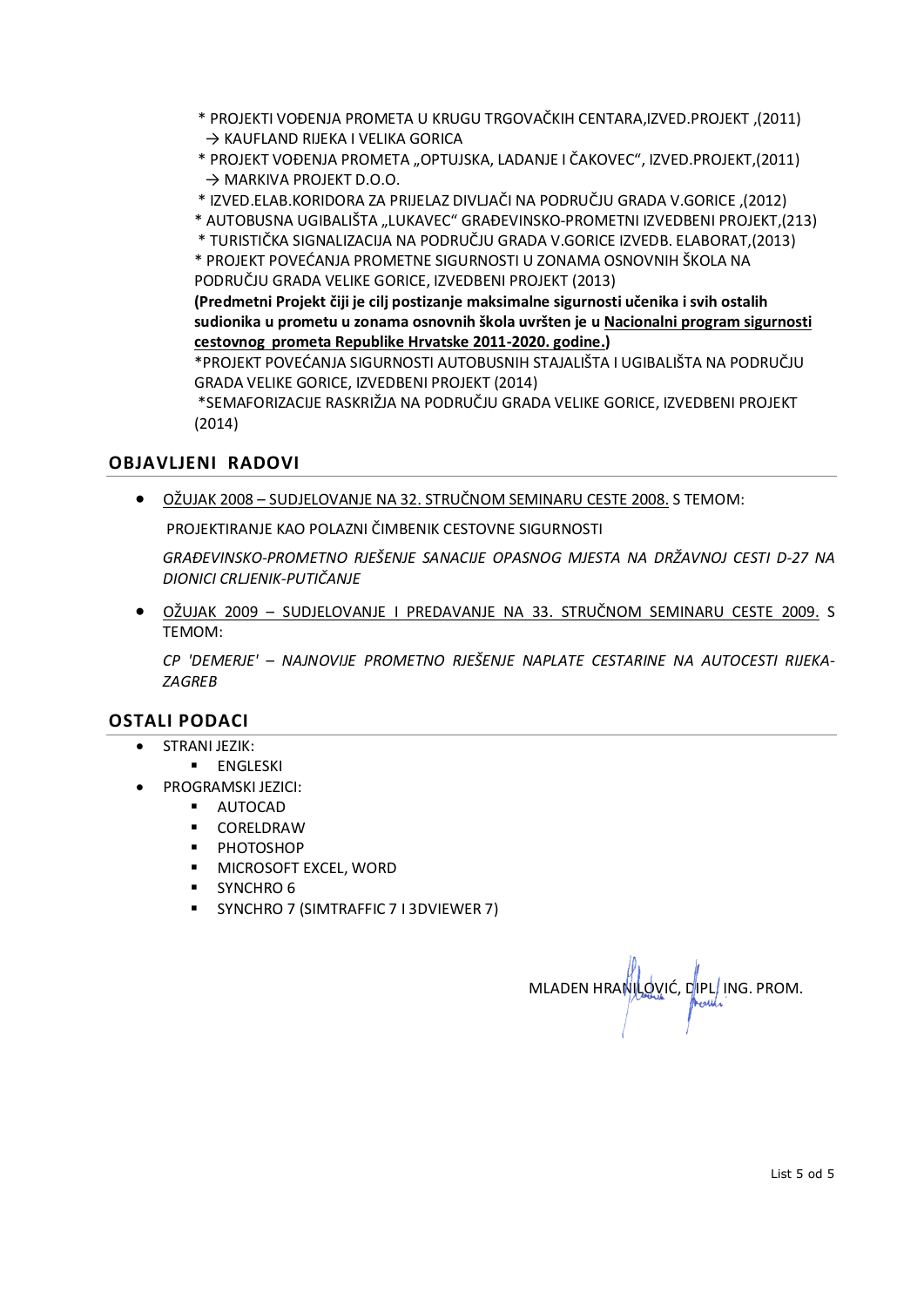* PROJEKTI VOĐENJA PROMETA U KRUGU TRGOVAČKIH CENTARA,IZVED.PROJEKT ,(2011)
→ KAUFLAND RIJEKA I VELIKA GORICA
* PROJEKT VOĐENJA PROMETA „OPTUJSKA, LADANJE I ČAKOVEC", IZVED.PROJEKT,(2011)
→ MARKIVA PROJEKT D.O.O.
* IZVED.ELAB.KORIDORA ZA PRIJELAZ DIVLJAČI NA PODRUČJU GRADA V.GORICE ,(2012)
* AUTOBUSNA UGIBALIŠTA „LUKAVEC" GRAĐEVINSKO-PROMETNI IZVEDBENI PROJEKT,(213)
* TURISTIČKA SIGNALIZACIJA NA PODRUČJU GRADA V.GORICE IZVEDB. ELABORAT,(2013)
* PROJEKT POVEĆANJA PROMETNE SIGURNOSTI U ZONAMA OSNOVNIH ŠKOLA NA PODRUČJU GRADA VELIKE GORICE, IZVEDBENI PROJEKT (2013)
**(Predmetni Projekt čiji je cilj postizanje maksimalne sigurnosti učenika i svih ostalih sudionika u prometu u zonama osnovnih škola uvršten je u <u>Nacionalni program sigurnosti cestovnog prometa Republike Hrvatske 2011-2020. godine</u>.)**
*PROJEKT POVEĆANJA SIGURNOSTI AUTOBUSNIH STAJALIŠTA I UGIBALIŠTA NA PODRUČJU GRADA VELIKE GORICE, IZVEDBENI PROJEKT (2014)
*SEMAFORIZACIJE RASKRIŽJA NA PODRUČJU GRADA VELIKE GORICE, IZVEDBENI PROJEKT (2014)

## OBJAVLJENI RADOVI

- <u>OŽUJAK 2008 – SUDJELOVANJE NA 32. STRUČNOM SEMINARU CESTE 2008.</u> S TEMOM:

  PROJEKTIRANJE KAO POLAZNI ČIMBENIK CESTOVNE SIGURNOSTI

  *GRAĐEVINSKO-PROMETNO RJEŠENJE SANACIJE OPASNOG MJESTA NA DRŽAVNOJ CESTI D-27 NA DIONICI CRLJENIK-PUTIČANJE*

- <u>OŽUJAK 2009 – SUDJELOVANJE I PREDAVANJE NA 33. STRUČNOM SEMINARU CESTE 2009.</u> S TEMOM:

  *CP 'DEMERJE' – NAJNOVIJE PROMETNO RJEŠENJE NAPLATE CESTARINE NA AUTOCESTI RIJEKA-ZAGREB*

## OSTALI PODACI

- STRANI JEZIK:
  - ENGLESKI
- PROGRAMSKI JEZICI:
  - AUTOCAD
  - CORELDRAW
  - PHOTOSHOP
  - MICROSOFT EXCEL, WORD
  - SYNCHRO 6
  - SYNCHRO 7 (SIMTRAFFIC 7 I 3DVIEWER 7)

MLADEN HRANILOVIĆ, DIPL. ING. PROM.